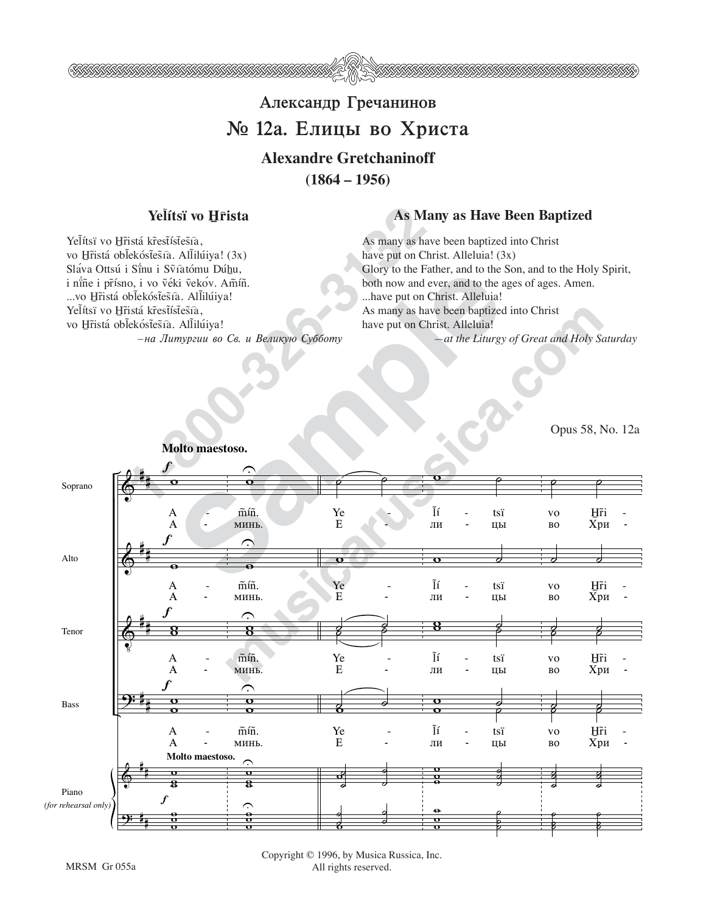# Александр Гречанинов

## № 12a. Елицы во Христа

### Alexandre Gretchaninoff

**(1864 – 1956)**

### Yelítsï vo Hrista

Yelítsï vo Hristá krestístesia,
vo Hristá oblekóstesia. Allilúiya! (3x)
Sláva Ottsú i Sïnu i Svïatómu Dúhu,
i nïne i prísno, i vo véki vekov. Amín.
...vo Hristá oblekóstesia. Allilúiya!
Yelítsï vo Hristá krestístesia,
vo Hristá oblekóstesia. Allilúiya!

*–на Литургии во Св. и Великую Субботу*

### As Many as Have Been Baptized

As many as have been baptized into Christ
have put on Christ. Alleluia! (3x)
Glory to the Father, and to the Son, and to the Holy Spirit,
both now and ever, and to the ages of ages. Amen.
...have put on Christ. Alleluia!
As many as have been baptized into Christ
have put on Christ. Alleluia!

*–at the Liturgy of Great and Holy Saturday*

Opus 58, No. 12a

**Molto maestoso.**

Soprano / Alto / Tenor / Bass:
A - mín. Ye - lí - tsï vo Hri -
А - минь. Е - ли - цы во Хри -

Piano (for rehearsal only)

Copyright © 1996, by Musica Russica, Inc.
All rights reserved.

MRSM Gr 055a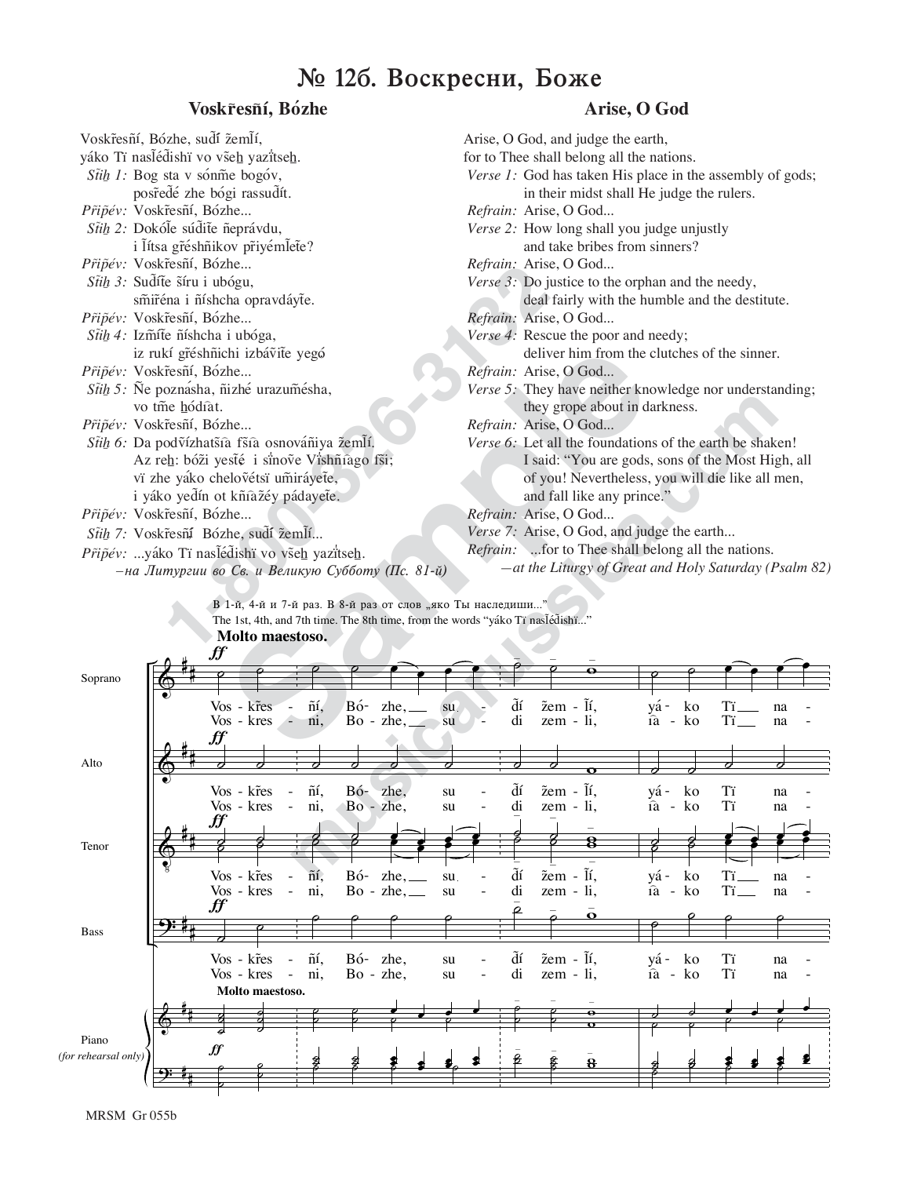# № 12б. Воскресни, Боже

## Voskr̃esñí, Bózhe

Voskr̃esñí, Bózhe, sud̃í žemľí,
yáko Tï nasľéd̃ishï vo všeẖ yazïtseẖ.
*Stiẖ 1:* Bog sta v sónm̃e bogóv,
posr̃ed̃é zhe bógi rassud̃ít.
*Pr̃ipév:* Voskr̃esñí, Bózhe...
*Stiẖ 2:* Dokóľe súd̃iťe ñeprávdu,
i ľítsa gr̃éshñikov pr̃iyémľeťe?
*Pr̃ipév:* Voskr̃esñí, Bózhe...
*Stiẖ 3:* Sud̃íťe šíru i ubógu,
sm̃ir̃éna i ñíshcha opravdáyťe.
*Pr̃ipév:* Voskr̃esñí, Bózhe...
*Stiẖ 4:* Izm̃íťe ñíshcha i ubóga,
iz rukí gr̃éshñichi izbáṽiťe yegó.
*Pr̃ipév:* Voskr̃esñí, Bózhe...
*Stiẖ 5:* Ñe poznasha, ñizhé urazum̃ésha,
vo tm̃e ẖódïat.
*Pr̃ipév:* Voskr̃esñí, Bózhe...
*Stiẖ 6:* Da podṽízhatšïa fšïa osnováñiya žemľí.
Az reẖ: bóži yesťé i sïnoṽe Víshñïago fši;
vï zhe yáko cheloṽétsï um̃iráyeťe,
i yáko yed̃ín ot kñïažéy pádayeťe.
*Pr̃ipév:* Voskr̃esñí, Bózhe...
*Stiẖ 7:* Voskr̃esñí Bózhe, sud̃í žemľí...
*Pr̃ipév:* ...yáko Tï nasľéd̃ishï vo všeẖ yazïtseẖ.
*–на Литургии во Св. и Великую Субботу (Пс. 81-й)*

## Arise, O God

Arise, O God, and judge the earth,
for to Thee shall belong all the nations.
*Verse 1:* God has taken His place in the assembly of gods;
in their midst shall He judge the rulers.
*Refrain:* Arise, O God...
*Verse 2:* How long shall you judge unjustly
and take bribes from sinners?
*Refrain:* Arise, O God...
*Verse 3:* Do justice to the orphan and the needy,
deal fairly with the humble and the destitute.
*Refrain:* Arise, O God...
*Verse 4:* Rescue the poor and needy;
deliver him from the clutches of the sinner.
*Refrain:* Arise, O God...
*Verse 5:* They have neither knowledge nor understanding;
they grope about in darkness.
*Refrain:* Arise, O God...
*Verse 6:* Let all the foundations of the earth be shaken!
I said: "You are gods, sons of the Most High, all
of you! Nevertheless, you will die like all men,
and fall like any prince."
*Refrain:* Arise, O God...
*Verse 7:* Arise, O God, and judge the earth...
*Refrain:* ...for to Thee shall belong all the nations.
*—at the Liturgy of Great and Holy Saturday (Psalm 82)*

В 1-й, 4-й и 7-й раз. В 8-й раз от слов „яко Ты наследиши..."
The 1st, 4th, and 7th time. The 8th time, from the words "yáko Tï nasľéd̃ishï..."

**Molto maestoso.**

Soprano, Alto, Tenor, Bass, Piano (for rehearsal only)

Vos - kr̃es - ñí, Bó - zhe, su - d̃í žem - ľí, yá - ko Tï na -
Vos - kres - ni, Bo - zhe, su - di zem - li, ïa - ko Tï na -

MRSM Gr 055b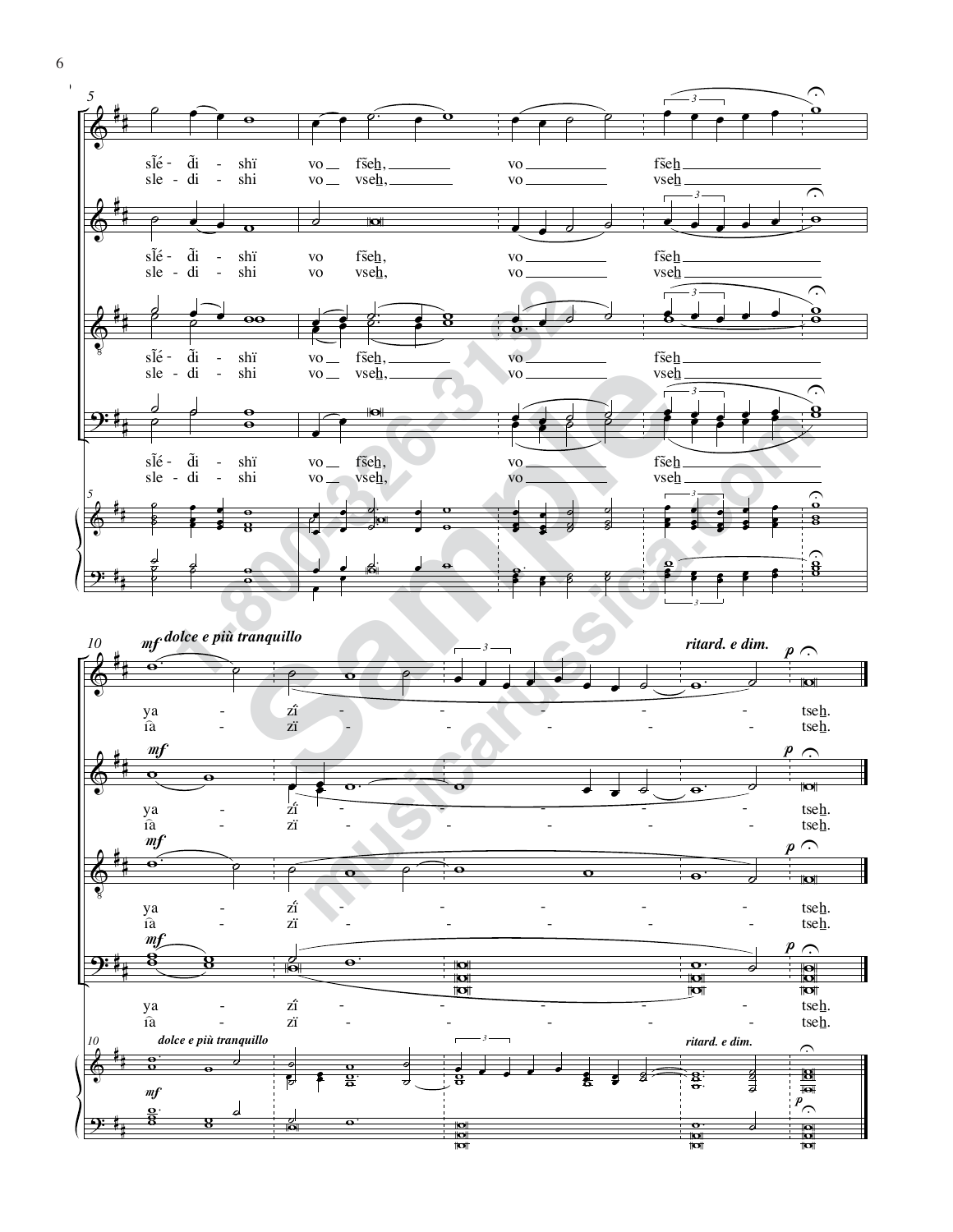5

slé - di - shï vo fseh, vo fseh
sle - di - shi vo vseh, vo vseh

slé - di - shï vo fseh, vo fseh
sle - di - shi vo vseh, vo vseh

slé - di - shï vo fseh, vo fseh
sle - di - shi vo vseh, vo vseh

slé - di - shï vo fseh, vo fseh
sle - di - shi vo vseh, vo vseh

10

*mf* ***dolce e più tranquillo*** ***ritard. e dim.*** *p*

ya - zï - tseh.
ïa - zï - tseh.

*mf* *p*

ya - zï - tseh.
ïa - zï - tseh.

*mf* *p*

ya - zï - tseh.
ïa - zï - tseh.

*mf* *p*

ya - zï - tseh.
ïa - zï - tseh.

***dolce e più tranquillo*** ***ritard. e dim.***

*mf* *p*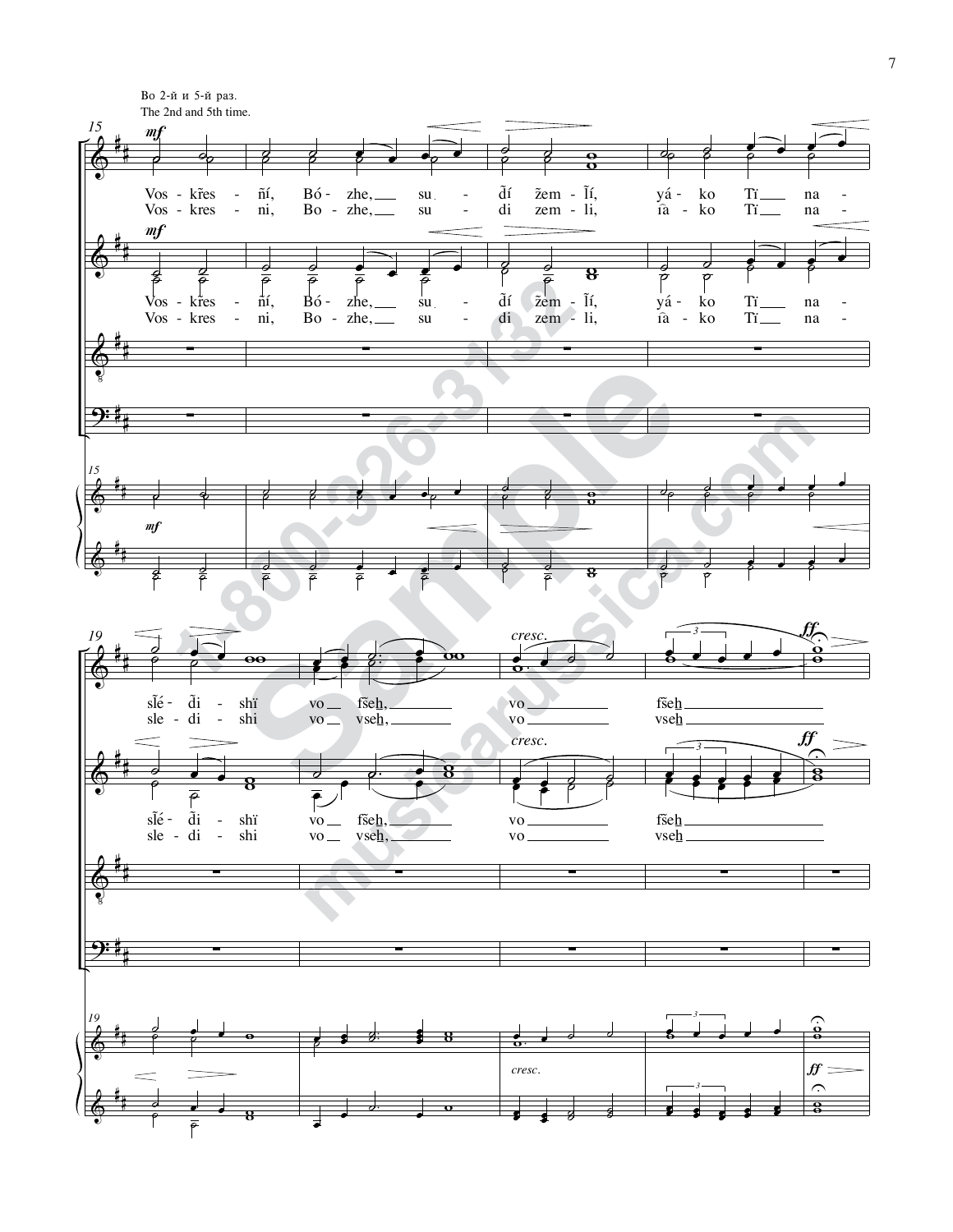Во 2-й и 5-й раз.
The 2nd and 5th time.

Vos - kr̃es - ñí, Bó - zhe, su - d̃í ž̃em - l̃í, yá - ko Tĭ na -
Vos - kres - ni, Bo - zhe, su - di zem - li, i͡a - ko Tĭ na -

sl̃é - d̃i - shï vo fs̃eh, vo fs̃eh
sle - di - shi vo vseh, vo vseh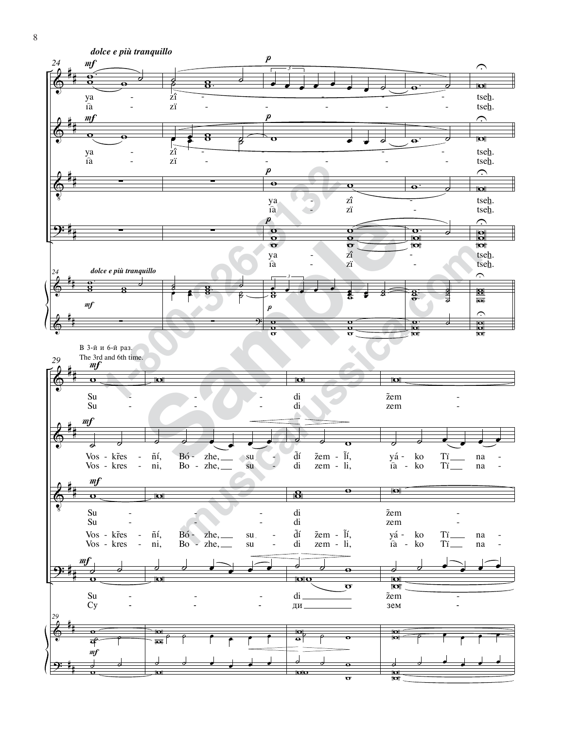*dolce e più tranquillo*

ya - zî - tseh.

ia - zï - tseh.

ya - zî - tseh.

ia - zï - tseh.

ya - zî - tseh.

ia - zï - tseh.

ya - zî - tseh.

ia - zï - tseh.

*dolce e più tranquillo*

В 3-й и 6-й раз.

The 3rd and 6th time.

Su - di žem -

Su - di zem -

Vos - kr̃es - ñí, Bó - zhe, su - d̃í žem - l̃í, yá - ko Tï na -

Vos - kres - ni, Bo - zhe, su - di zem - li, ia - ko Tï na -

Su - di žem -

Su - di zem -

Vos - kr̃es - ñí, Bó - zhe, su - d̃í žem - l̃í, yá - ko Tï na -

Vos - kres - ni, Bo - zhe, su - di zem - li, ia - ko Tï na -

Su - di žem -

Су - ди зем -